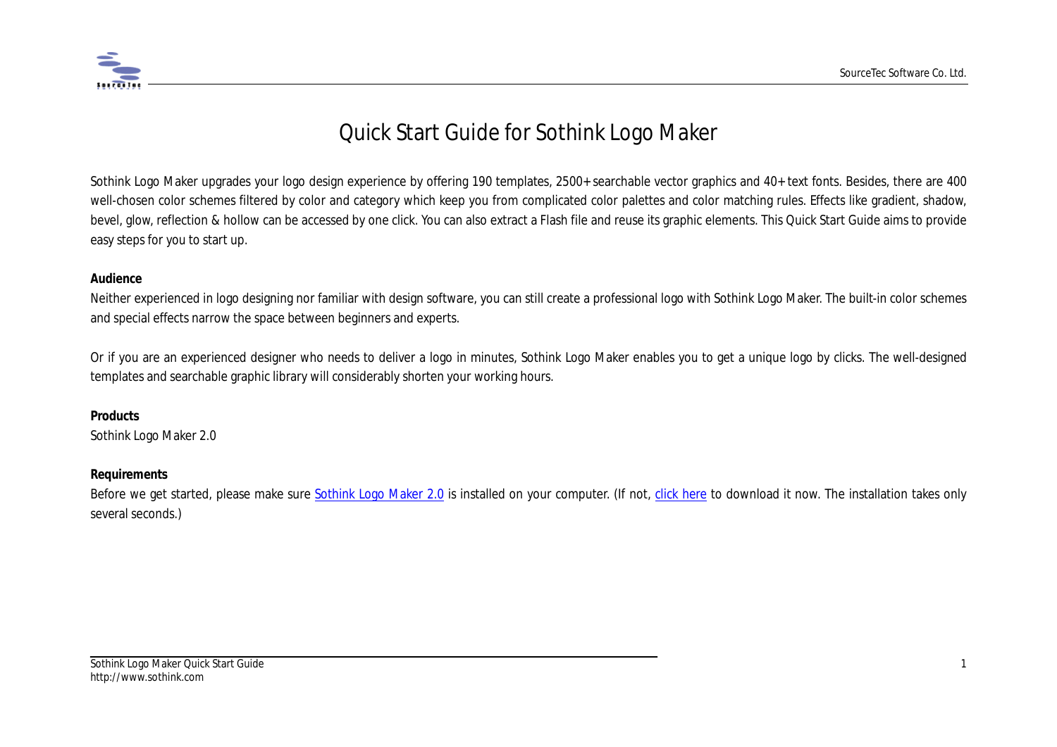# Quick Start Guide for Sothink Logo Maker

Sothink Logo Maker upgrades your logo design experience by offering 190 templates, 2500+ searchable vector graphics and 40+ text fonts. Besides, there are 400 well-chosen color schemes filtered by color and category which keep you from complicated color palettes and color matching rules. Effects like gradient, shadow, bevel, glow, reflection & hollow can be accessed by one click. You can also extract a Flash file and reuse its graphic elements. This Quick Start Guide aims to provide easy steps for you to start up.

**Audience**

Neither experienced in logo designing nor familiar with design software, you can still create a professional logo with Sothink Logo Maker. The built-in color schemes and special effects narrow the space between beginners and experts.

Or if you are an experienced designer who needs to deliver a logo in minutes, Sothink Logo Maker enables you to get a unique logo by clicks. The well-designed templates and searchable graphic library will considerably shorten your working hours.

**Products**

Sothink Logo Maker 2.0

**Requirements**

Before we get started, please make sure Sothink Logo Maker 2.0 is installed on your computer. (If not, click here to download it now. The installation takes only several seconds.)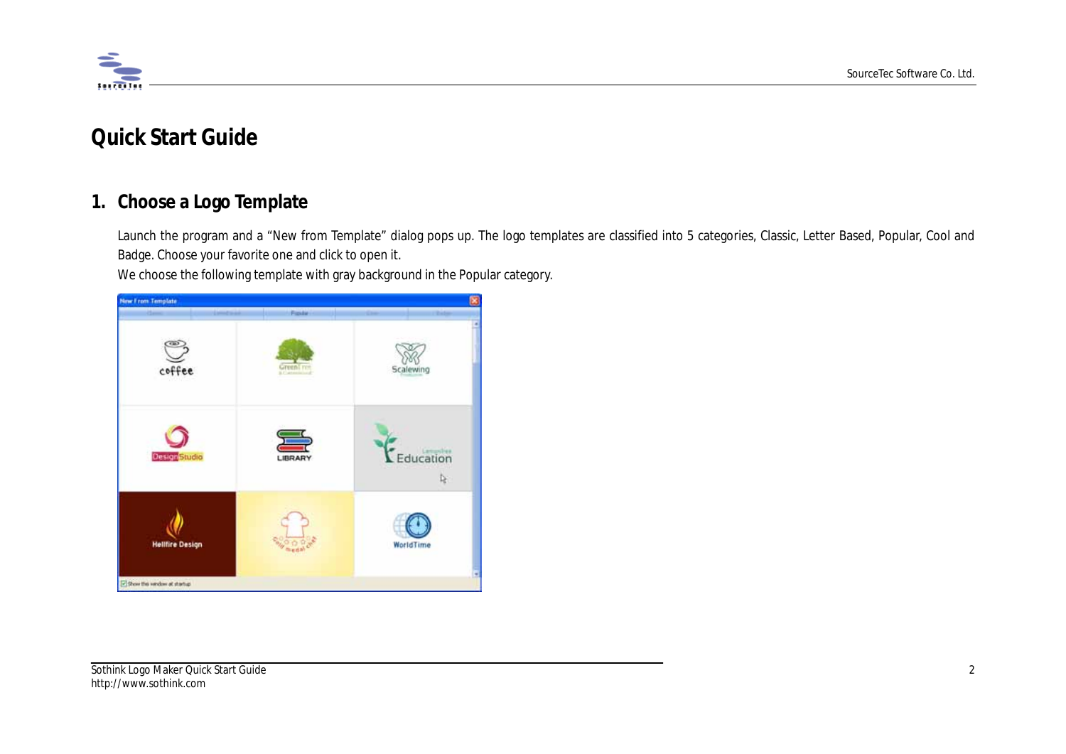# Quick Start Guide

## 1. Choose a Logo Template

Launch the program and a "New from Template" dialog pops up. The logo templates are classified into 5 categories, Classic, Letter Based, Popular, Cool and Badge. Choose your favorite one and click to open it.

We choose the following template with gray background in the Popular category.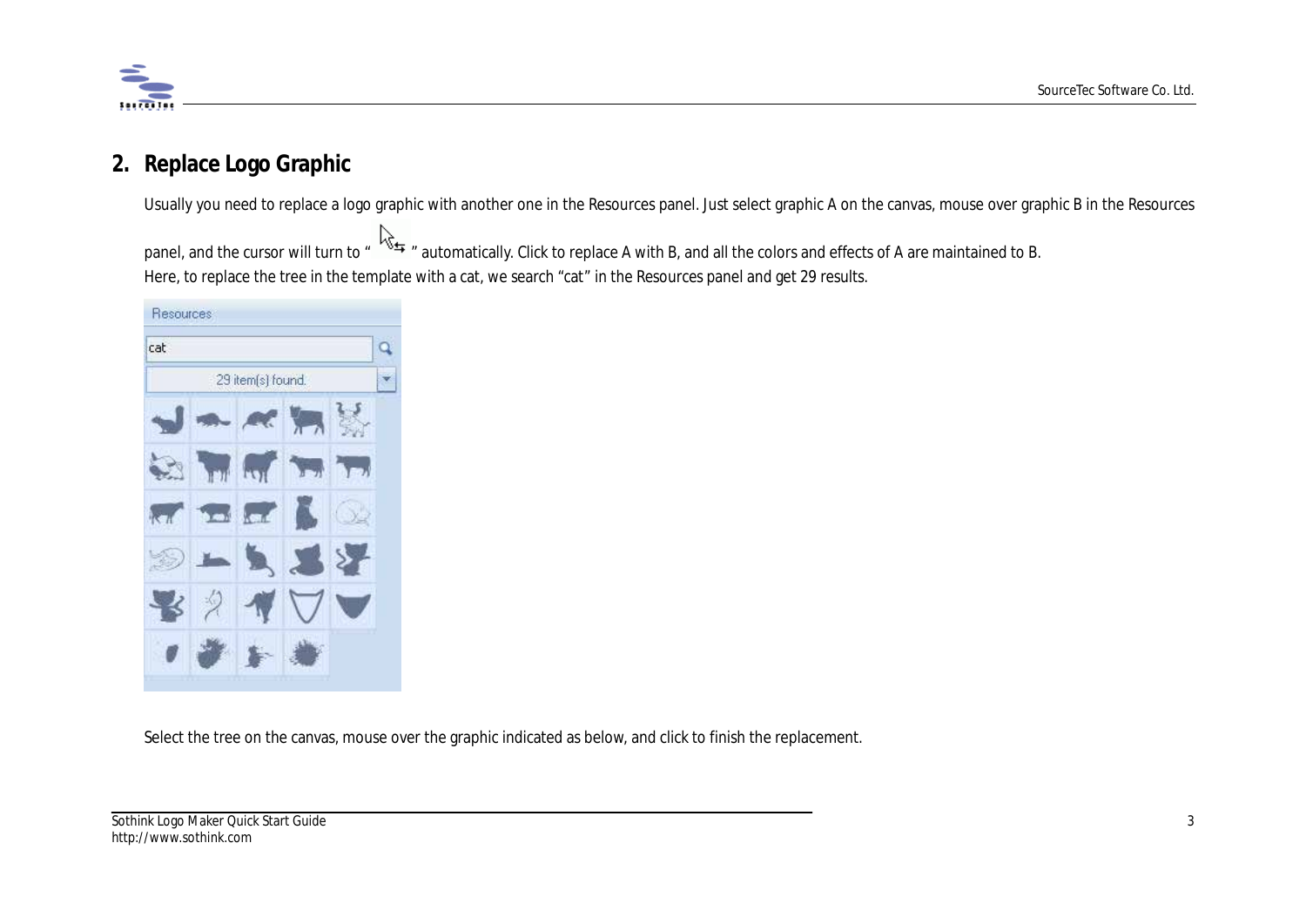## 2. Replace Logo Graphic

Usually you need to replace a logo graphic with another one in the Resources panel. Just select graphic A on the canvas, mouse over graphic B in the Resources panel, and the cursor will turn to " " automatically. Click to replace A with B, and all the colors and effects of A are maintained to B.

Here, to replace the tree in the template with a cat, we search "cat" in the Resources panel and get 29 results.

Select the tree on the canvas, mouse over the graphic indicated as below, and click to finish the replacement.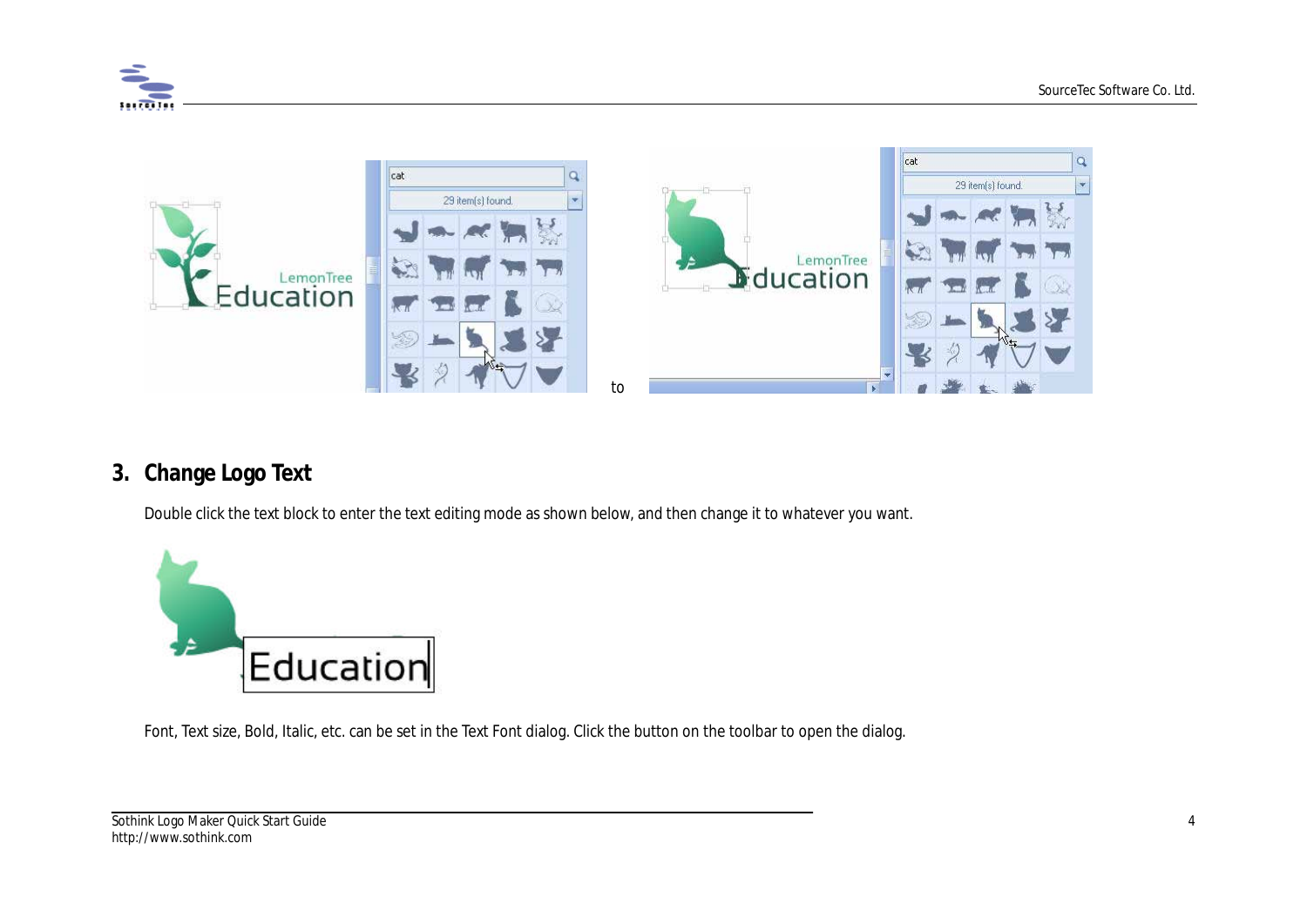to

## 3. Change Logo Text

Double click the text block to enter the text editing mode as shown below, and then change it to whatever you want.

Font, Text size, Bold, Italic, etc. can be set in the Text Font dialog. Click the button on the toolbar to open the dialog.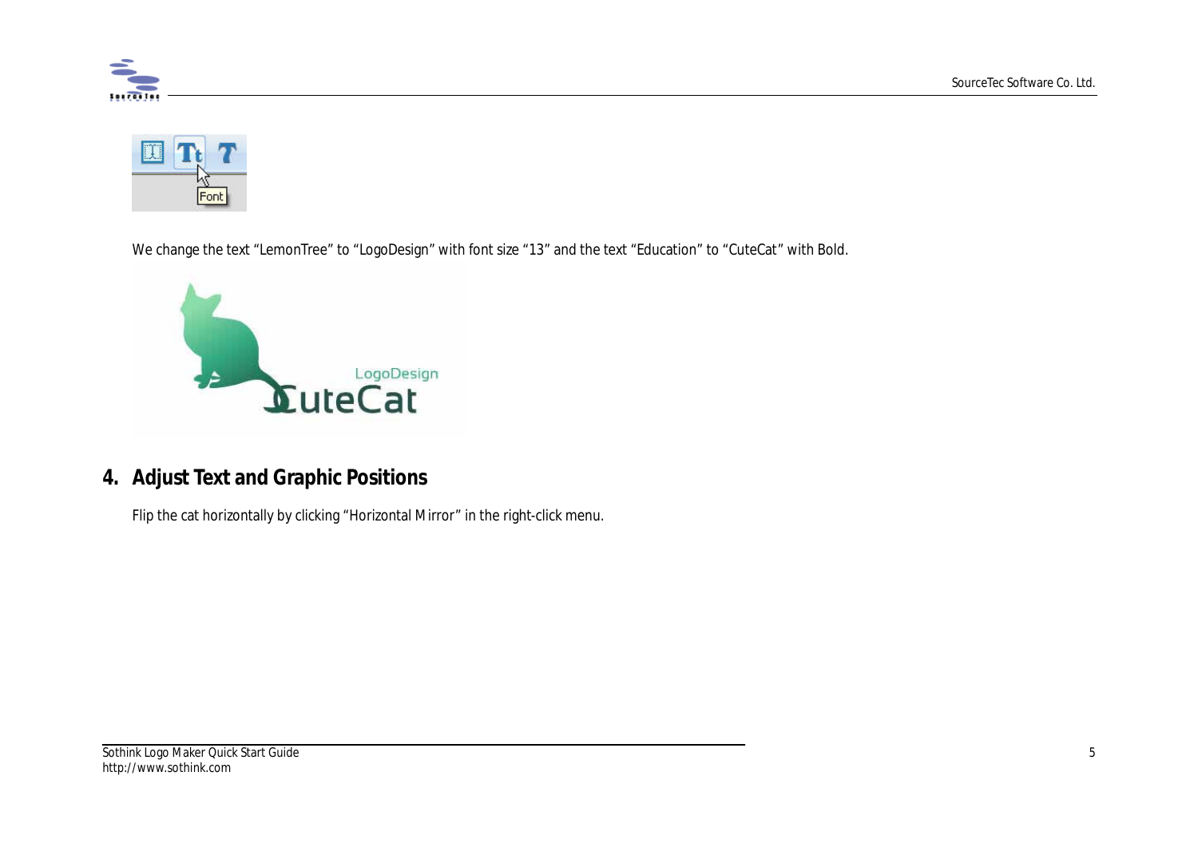We change the text “LemonTree” to “LogoDesign” with font size “13” and the text “Education” to “CuteCat” with Bold.

## 4. Adjust Text and Graphic Positions

Flip the cat horizontally by clicking “Horizontal Mirror” in the right-click menu.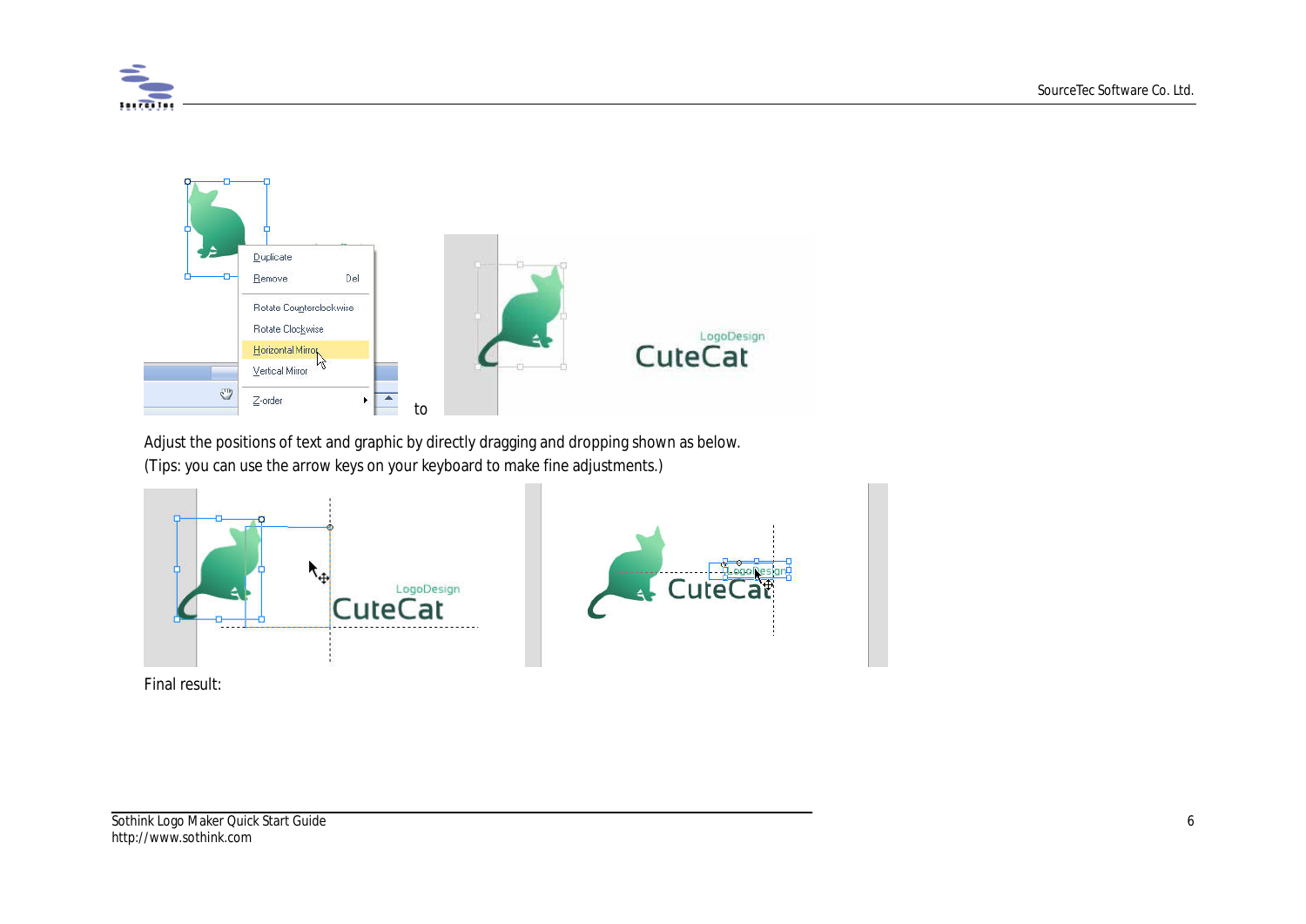to

Adjust the positions of text and graphic by directly dragging and dropping shown as below.
(Tips: you can use the arrow keys on your keyboard to make fine adjustments.)

Final result: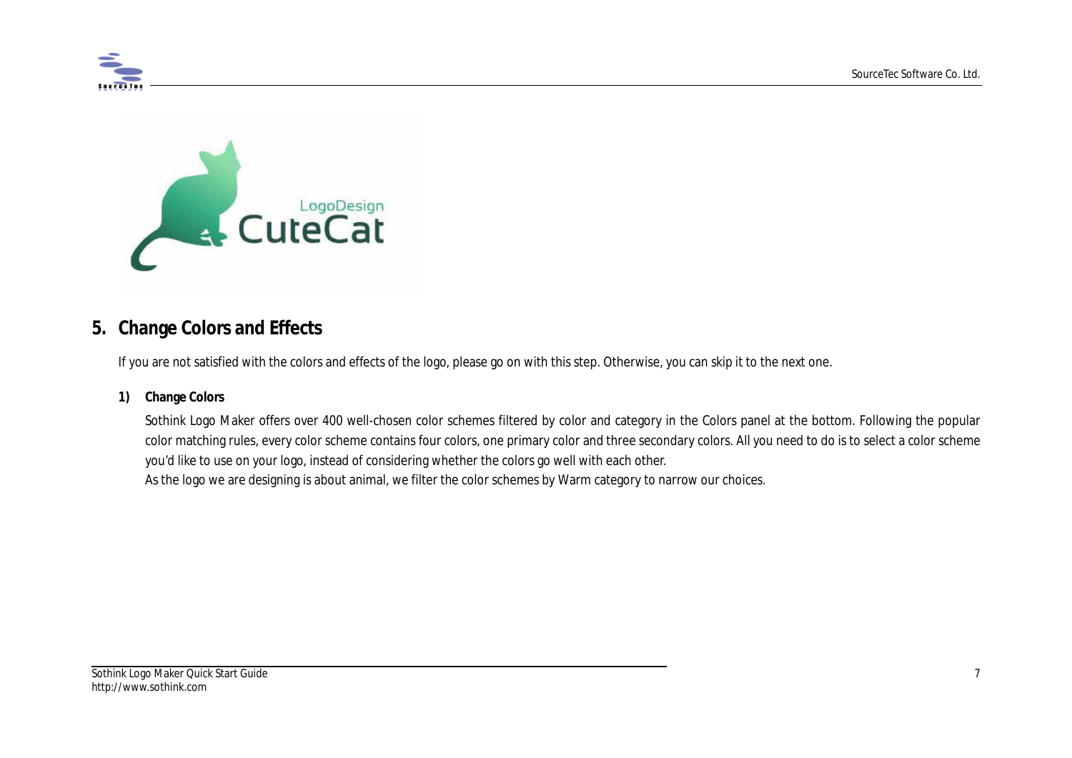## 5. Change Colors and Effects

If you are not satisfied with the colors and effects of the logo, please go on with this step. Otherwise, you can skip it to the next one.

### 1) Change Colors

Sothink Logo Maker offers over 400 well-chosen color schemes filtered by color and category in the Colors panel at the bottom. Following the popular color matching rules, every color scheme contains four colors, one primary color and three secondary colors. All you need to do is to select a color scheme you'd like to use on your logo, instead of considering whether the colors go well with each other.

As the logo we are designing is about animal, we filter the color schemes by Warm category to narrow our choices.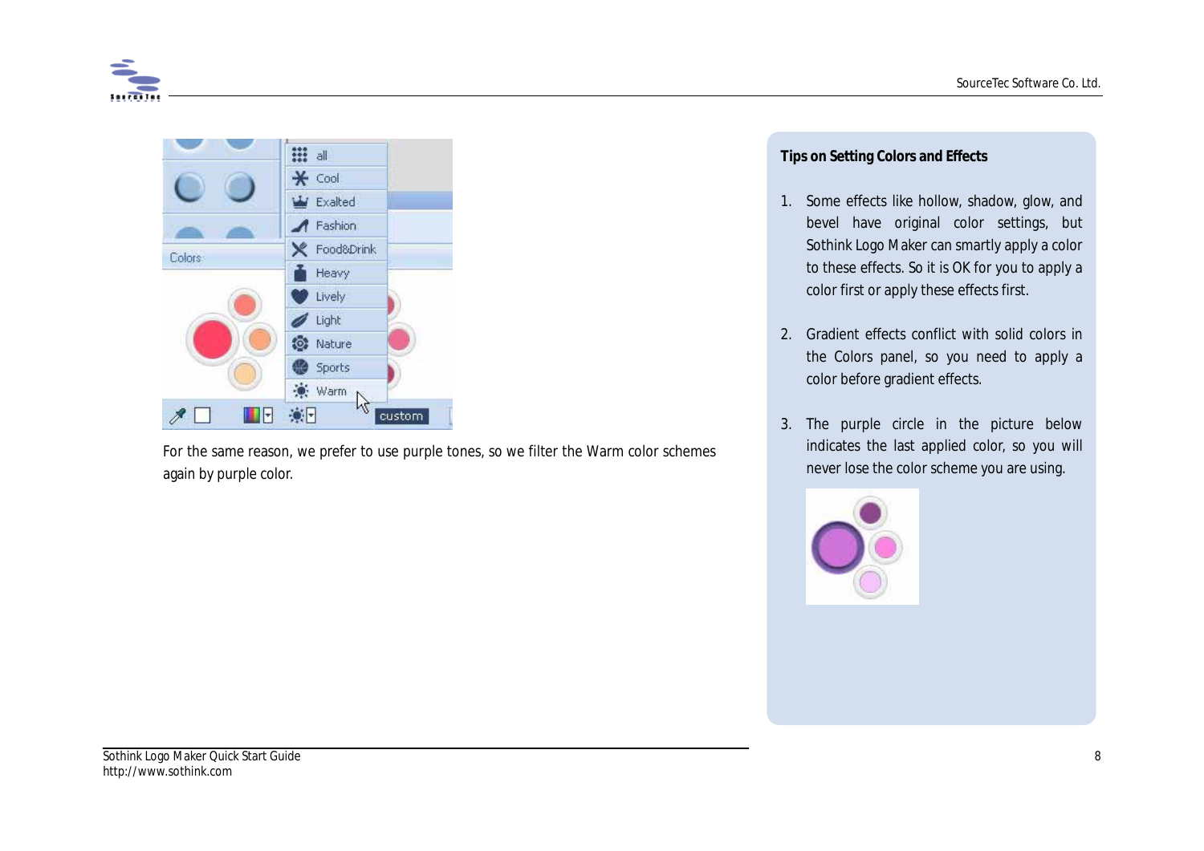For the same reason, we prefer to use purple tones, so we filter the Warm color schemes again by purple color.

**Tips on Setting Colors and Effects**

1. Some effects like hollow, shadow, glow, and bevel have original color settings, but Sothink Logo Maker can smartly apply a color to these effects. So it is OK for you to apply a color first or apply these effects first.

2. Gradient effects conflict with solid colors in the Colors panel, so you need to apply a color before gradient effects.

3. The purple circle in the picture below indicates the last applied color, so you will never lose the color scheme you are using.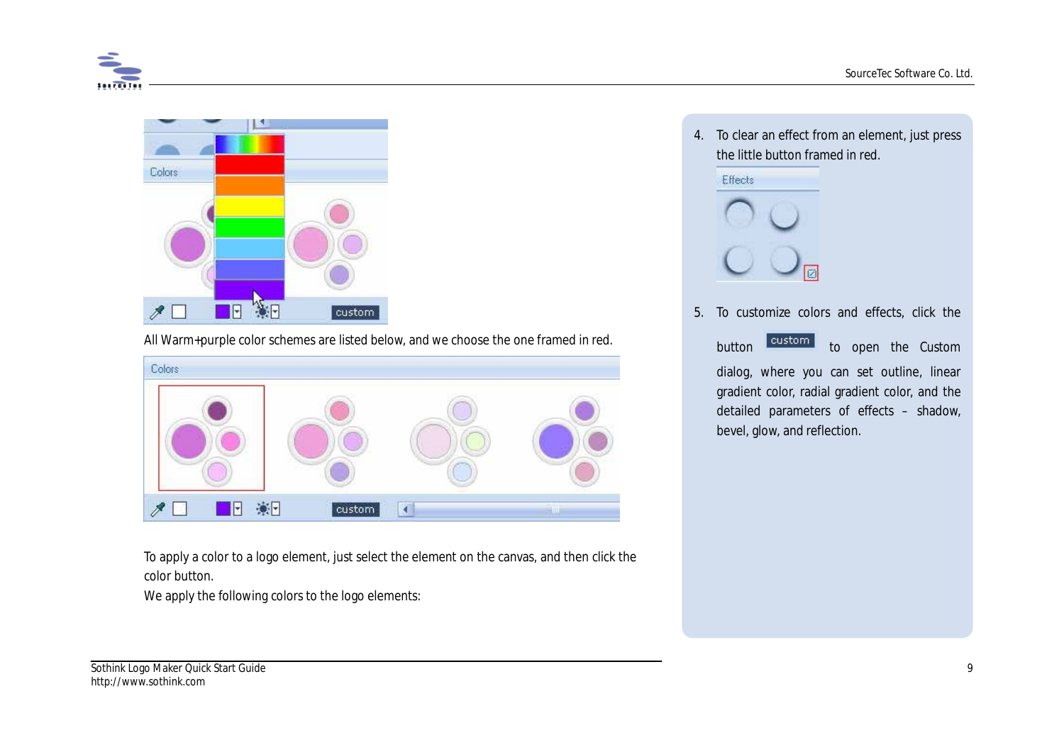All Warm+purple color schemes are listed below, and we choose the one framed in red.

To apply a color to a logo element, just select the element on the canvas, and then click the color button.

We apply the following colors to the logo elements:

4. To clear an effect from an element, just press the little button framed in red.

5. To customize colors and effects, click the button custom to open the Custom dialog, where you can set outline, linear gradient color, radial gradient color, and the detailed parameters of effects – shadow, bevel, glow, and reflection.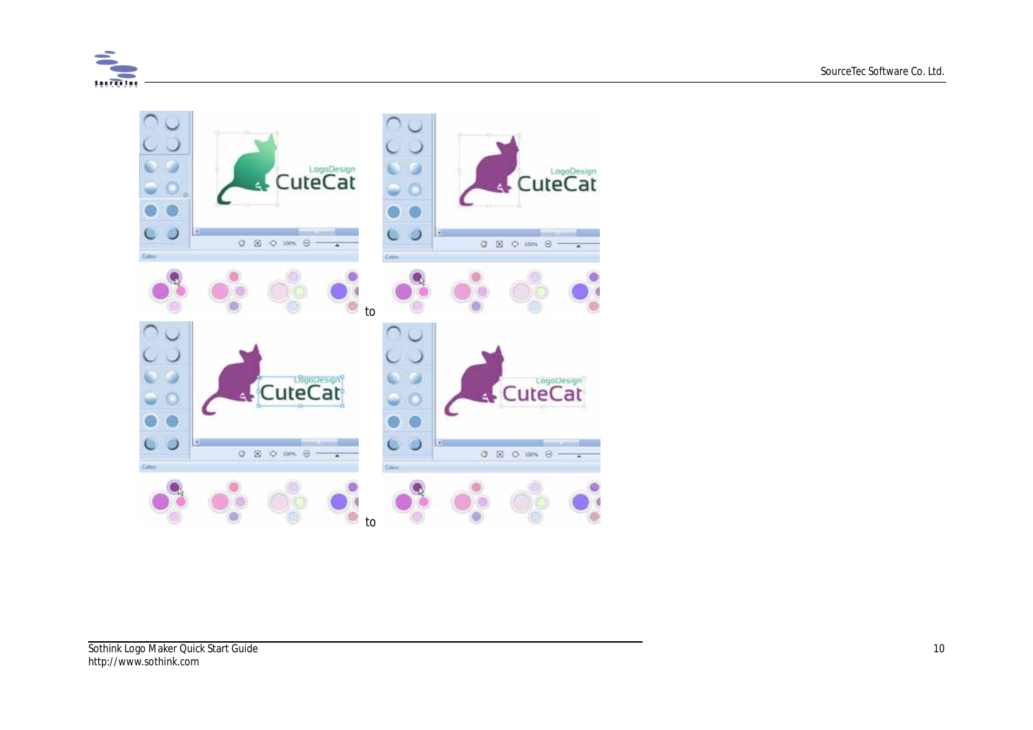to

to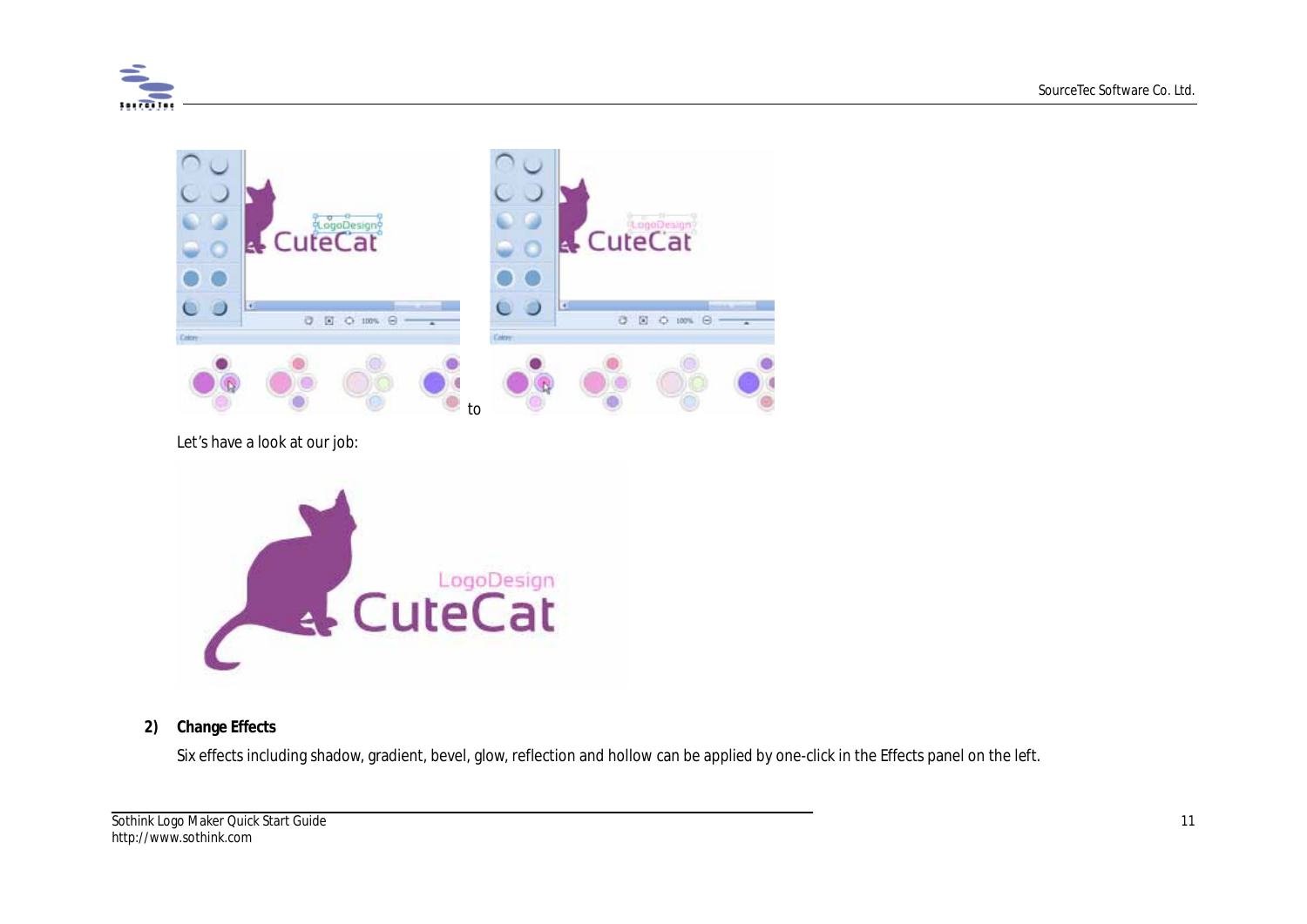to

Let's have a look at our job:

**2) Change Effects**

Six effects including shadow, gradient, bevel, glow, reflection and hollow can be applied by one-click in the Effects panel on the left.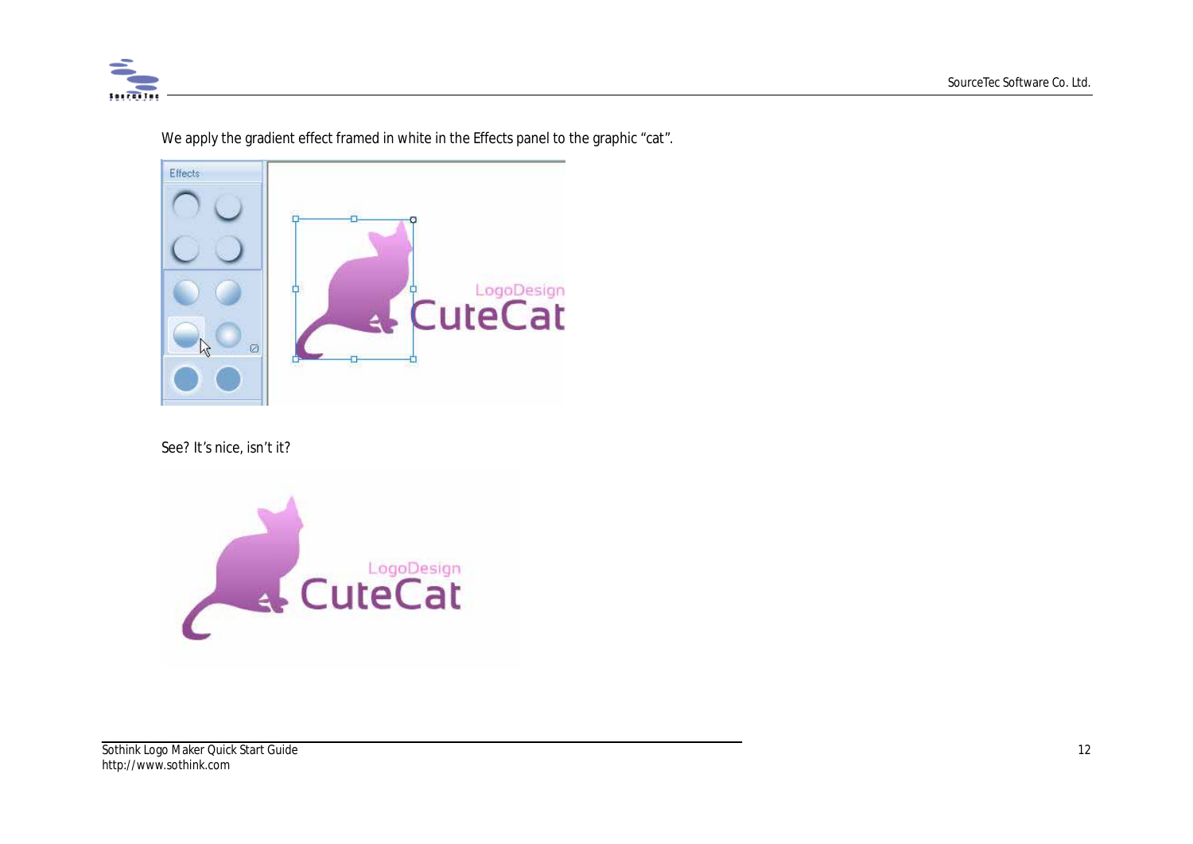We apply the gradient effect framed in white in the Effects panel to the graphic “cat”.

See? It’s nice, isn’t it?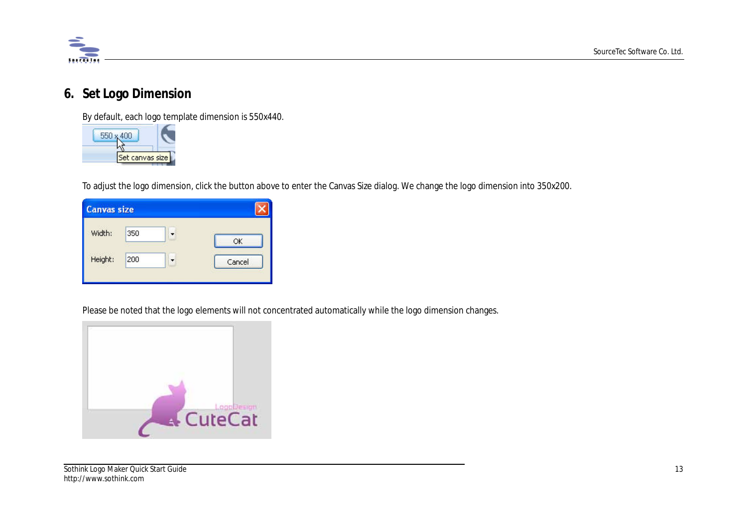## 6. Set Logo Dimension

By default, each logo template dimension is 550x440.

To adjust the logo dimension, click the button above to enter the Canvas Size dialog. We change the logo dimension into 350x200.

Please be noted that the logo elements will not concentrated automatically while the logo dimension changes.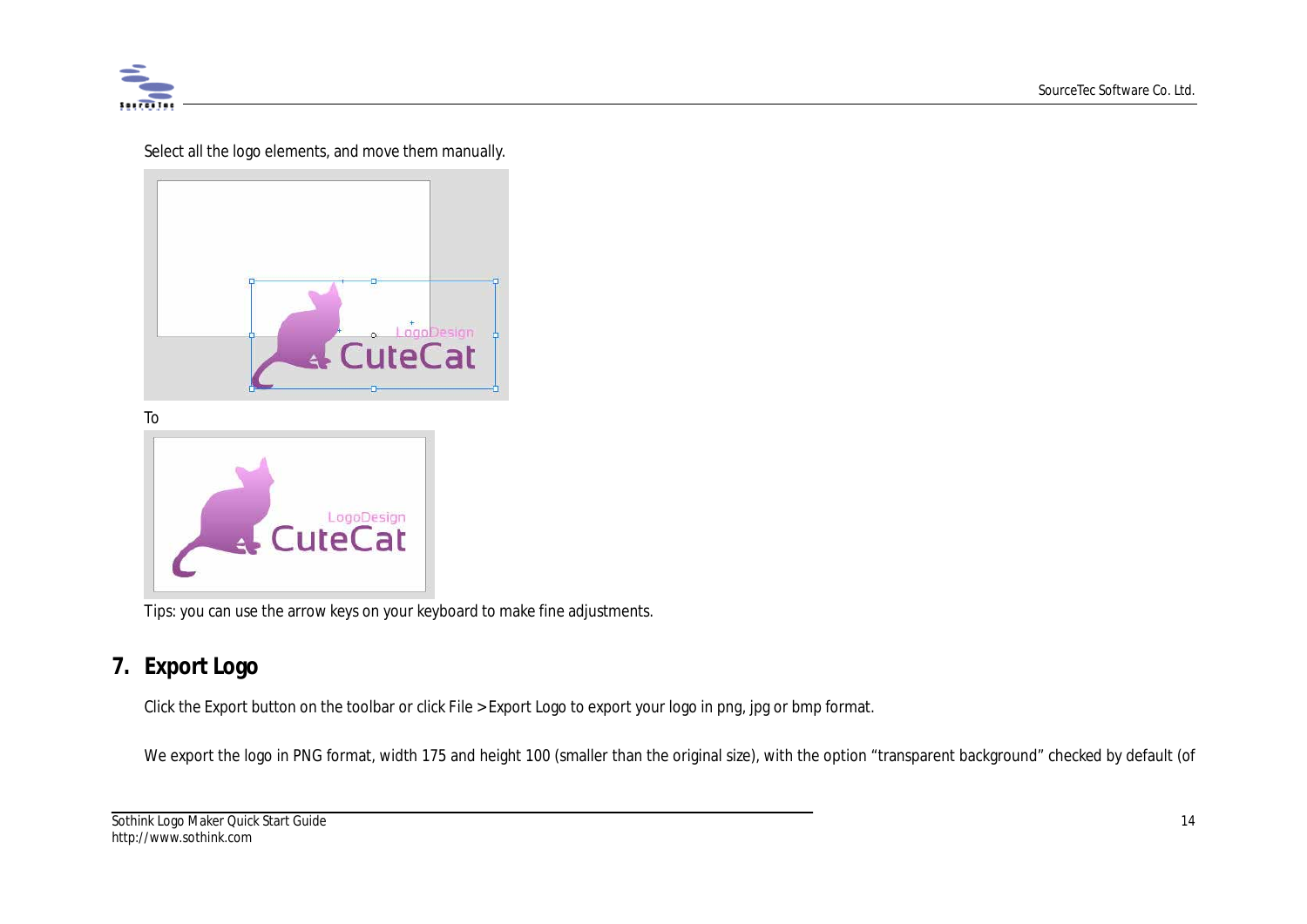Select all the logo elements, and move them manually.

To

Tips: you can use the arrow keys on your keyboard to make fine adjustments.

## 7. Export Logo

Click the Export button on the toolbar or click File > Export Logo to export your logo in png, jpg or bmp format.

We export the logo in PNG format, width 175 and height 100 (smaller than the original size), with the option "transparent background" checked by default (of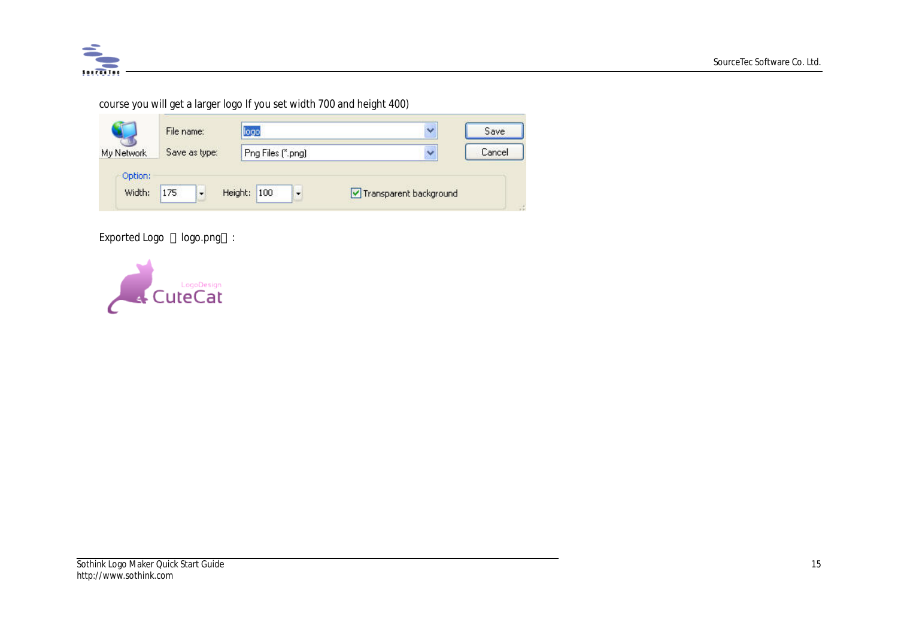course you will get a larger logo If you set width 700 and height 400)

Exported Logo （logo.png）: